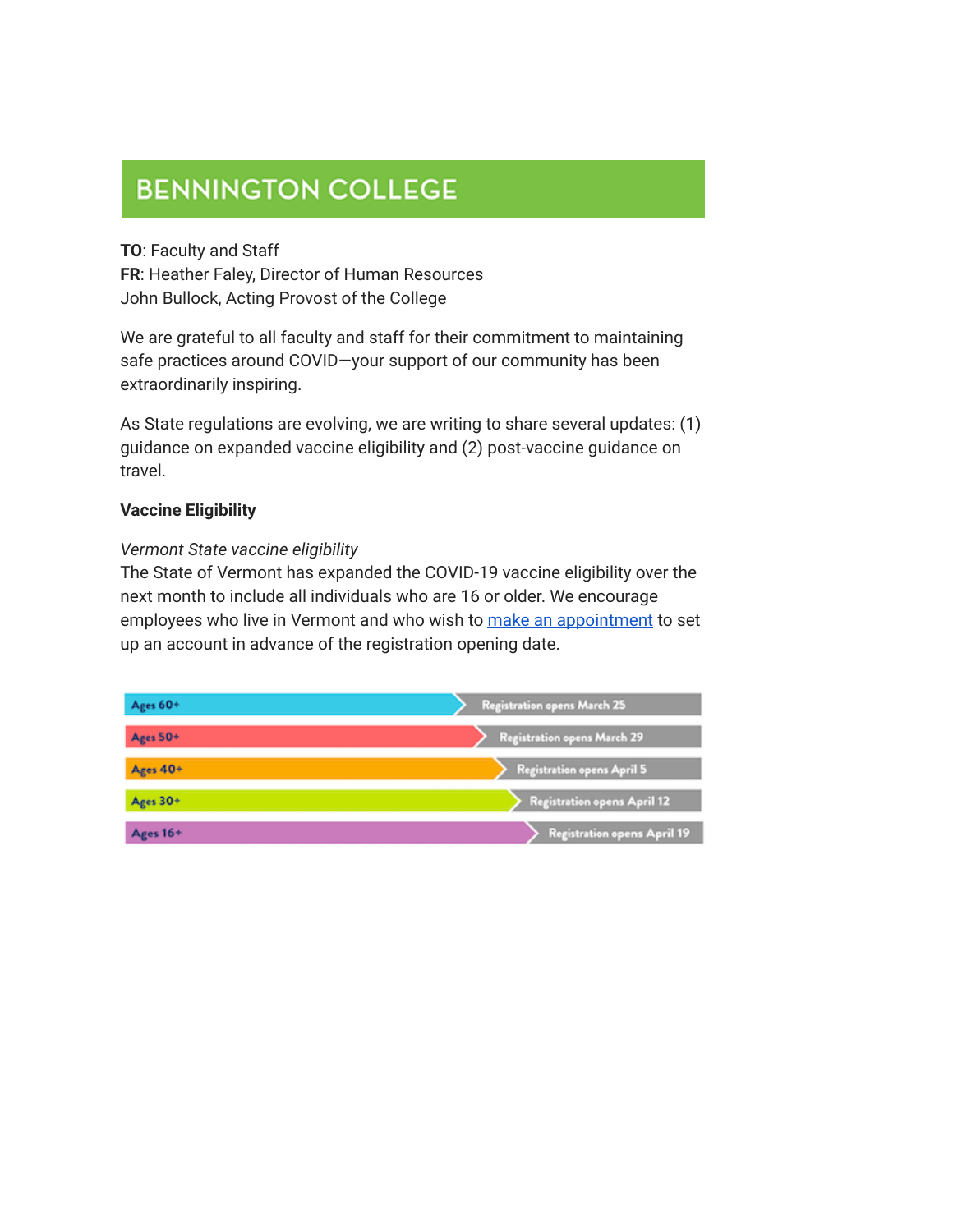# BENNINGTON COLLEGE

**TO**: Faculty and Staff
**FR**: Heather Faley, Director of Human Resources
John Bullock, Acting Provost of the College

We are grateful to all faculty and staff for their commitment to maintaining safe practices around COVID—your support of our community has been extraordinarily inspiring.

As State regulations are evolving, we are writing to share several updates: (1) guidance on expanded vaccine eligibility and (2) post-vaccine guidance on travel.

**Vaccine Eligibility**

*Vermont State vaccine eligibility*
The State of Vermont has expanded the COVID-19 vaccine eligibility over the next month to include all individuals who are 16 or older. We encourage employees who live in Vermont and who wish to make an appointment to set up an account in advance of the registration opening date.

Ages 60+ Registration opens March 25
Ages 50+ Registration opens March 29
Ages 40+ Registration opens April 5
Ages 30+ Registration opens April 12
Ages 16+ Registration opens April 19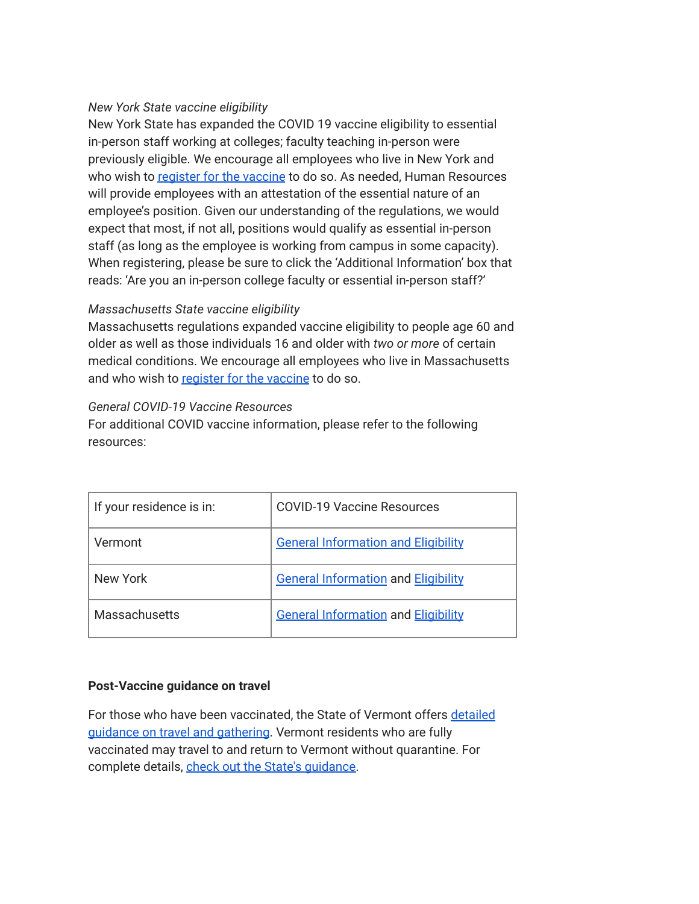*New York State vaccine eligibility*

New York State has expanded the COVID 19 vaccine eligibility to essential in-person staff working at colleges; faculty teaching in-person were previously eligible. We encourage all employees who live in New York and who wish to register for the vaccine to do so. As needed, Human Resources will provide employees with an attestation of the essential nature of an employee's position. Given our understanding of the regulations, we would expect that most, if not all, positions would qualify as essential in-person staff (as long as the employee is working from campus in some capacity). When registering, please be sure to click the 'Additional Information' box that reads: 'Are you an in-person college faculty or essential in-person staff?'

*Massachusetts State vaccine eligibility*

Massachusetts regulations expanded vaccine eligibility to people age 60 and older as well as those individuals 16 and older with *two or more* of certain medical conditions. We encourage all employees who live in Massachusetts and who wish to register for the vaccine to do so.

*General COVID-19 Vaccine Resources*

For additional COVID vaccine information, please refer to the following resources:

| If your residence is in: | COVID-19 Vaccine Resources |
|---|---|
| Vermont | General Information and Eligibility |
| New York | General Information and Eligibility |
| Massachusetts | General Information and Eligibility |

**Post-Vaccine guidance on travel**

For those who have been vaccinated, the State of Vermont offers detailed guidance on travel and gathering. Vermont residents who are fully vaccinated may travel to and return to Vermont without quarantine. For complete details, check out the State's guidance.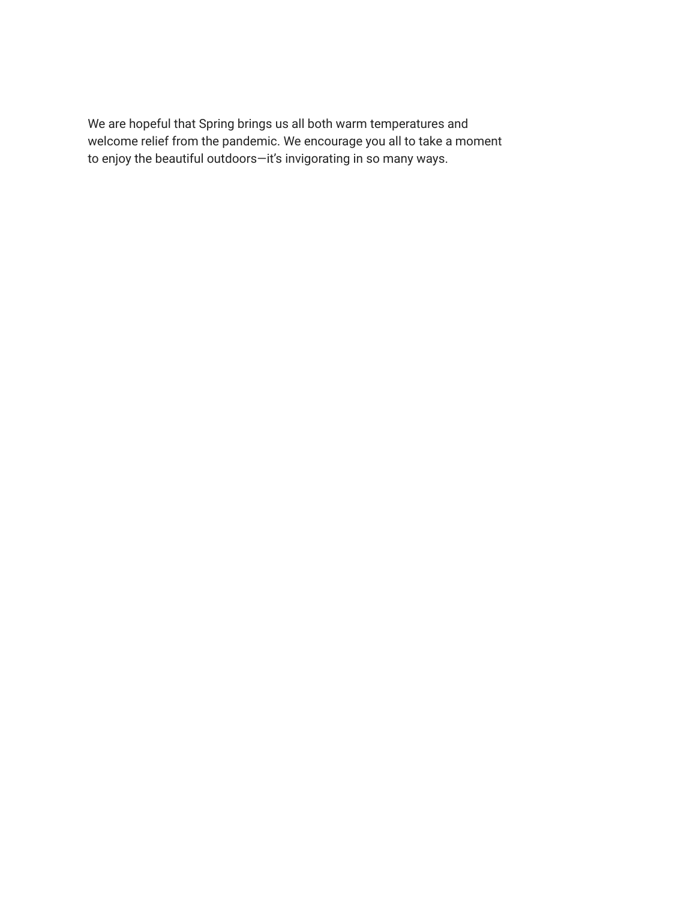We are hopeful that Spring brings us all both warm temperatures and welcome relief from the pandemic. We encourage you all to take a moment to enjoy the beautiful outdoors—it’s invigorating in so many ways.